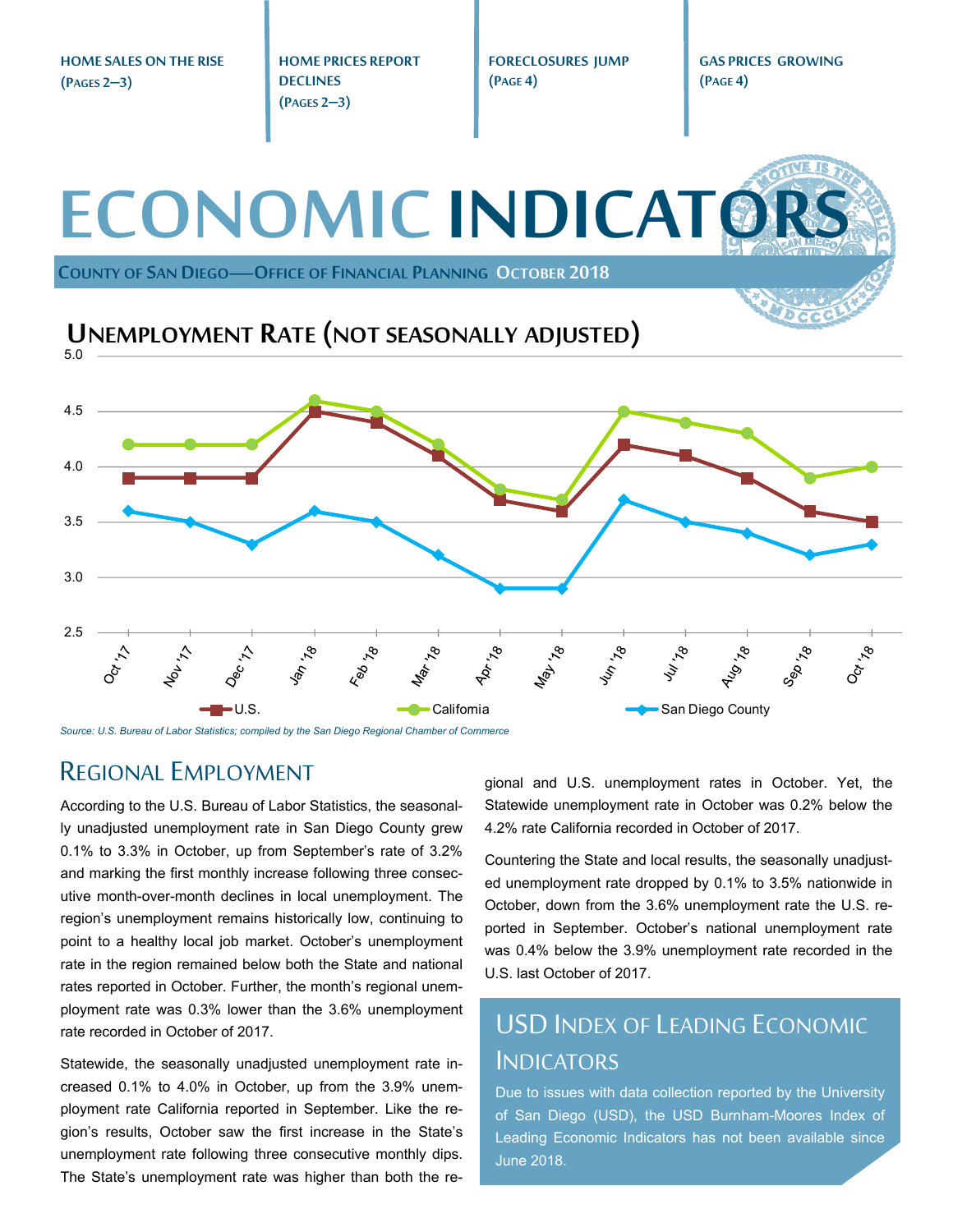**HOME SALES ON THE RISE (PAGES 2—3)** | **HOME PRICES REPORT DECLINES (PAGES 2—3)** | **FORECLOSURES JUMP (PAGE 4)** | **GAS PRICES GROWING (PAGE 4)**

# ECONOMIC INDICATORS

**COUNTY OF SAN DIEGO—OFFICE OF FINANCIAL PLANNING OCTOBER 2018**

## UNEMPLOYMENT RATE (NOT SEASONALLY ADJUSTED)

| | Oct '17 | Nov '17 | Dec '17 | Jan '18 | Feb '18 | Mar '18 | Apr '18 | May '18 | Jun '18 | Jul '18 | Aug '18 | Sep '18 | Oct '18 |
|---|---|---|---|---|---|---|---|---|---|---|---|---|---|
| U.S. | 3.9 | 3.9 | 3.9 | 4.5 | 4.4 | 4.1 | 3.7 | 3.6 | 4.2 | 4.1 | 3.9 | 3.6 | 3.5 |
| California | 4.2 | 4.2 | 4.2 | 4.6 | 4.5 | 4.2 | 3.8 | 3.7 | 4.5 | 4.4 | 4.3 | 3.9 | 4.0 |
| San Diego County | 3.6 | 3.5 | 3.3 | 3.6 | 3.5 | 3.2 | 2.9 | 2.9 | 3.7 | 3.5 | 3.4 | 3.2 | 3.3 |

*Source: U.S. Bureau of Labor Statistics; compiled by the San Diego Regional Chamber of Commerce*

## REGIONAL EMPLOYMENT

According to the U.S. Bureau of Labor Statistics, the seasonally unadjusted unemployment rate in San Diego County grew 0.1% to 3.3% in October, up from September's rate of 3.2% and marking the first monthly increase following three consecutive month-over-month declines in local unemployment. The region's unemployment remains historically low, continuing to point to a healthy local job market. October's unemployment rate in the region remained below both the State and national rates reported in October. Further, the month's regional unemployment rate was 0.3% lower than the 3.6% unemployment rate recorded in October of 2017.

Statewide, the seasonally unadjusted unemployment rate increased 0.1% to 4.0% in October, up from the 3.9% unemployment rate California reported in September. Like the region's results, October saw the first increase in the State's unemployment rate following three consecutive monthly dips. The State's unemployment rate was higher than both the regional and U.S. unemployment rates in October. Yet, the Statewide unemployment rate in October was 0.2% below the 4.2% rate California recorded in October of 2017.

Countering the State and local results, the seasonally unadjusted unemployment rate dropped by 0.1% to 3.5% nationwide in October, down from the 3.6% unemployment rate the U.S. reported in September. October's national unemployment rate was 0.4% below the 3.9% unemployment rate recorded in the U.S. last October of 2017.

## USD INDEX OF LEADING ECONOMIC INDICATORS

Due to issues with data collection reported by the University of San Diego (USD), the USD Burnham-Moores Index of Leading Economic Indicators has not been available since June 2018.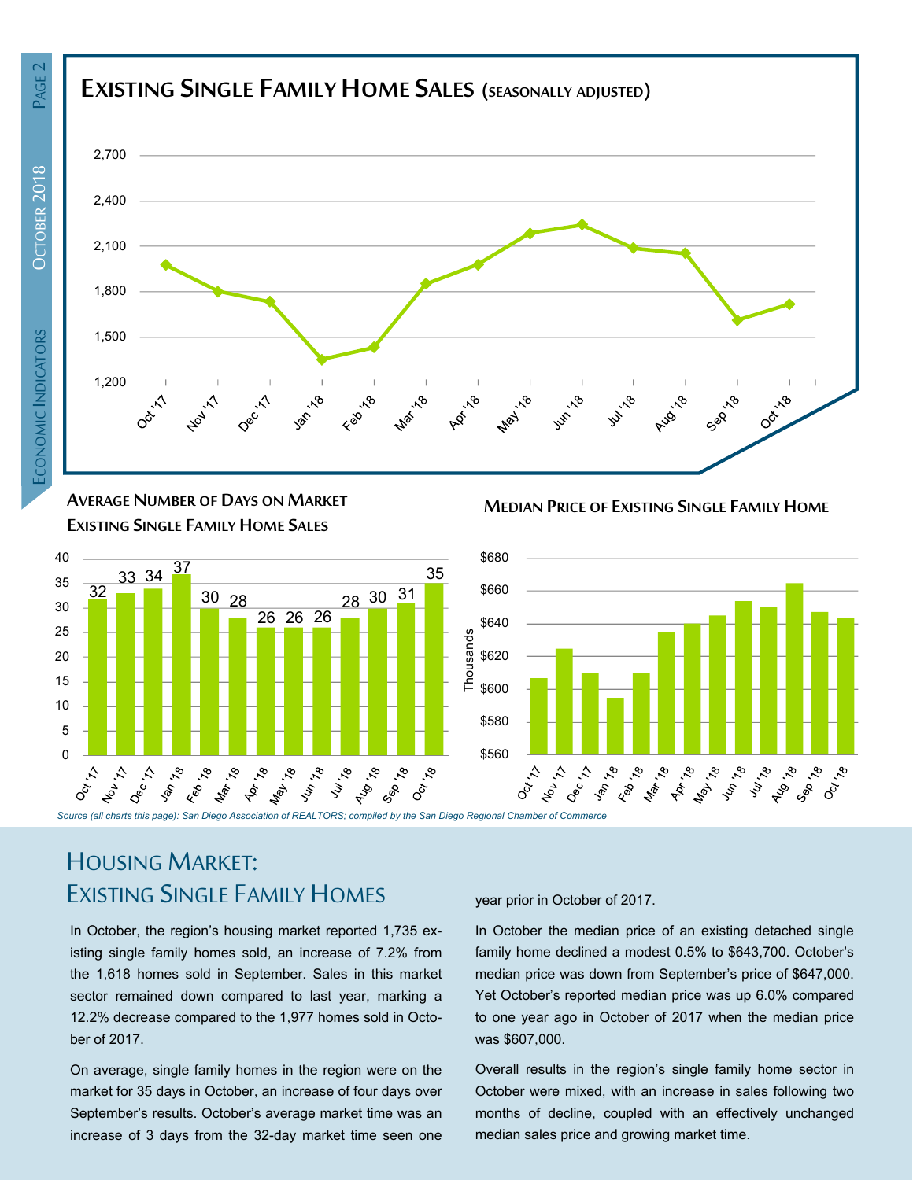## Existing Single Family Home Sales (seasonally adjusted)

### Average Number of Days on Market Existing Single Family Home Sales

| Month | Days |
|---|---|
| Oct '17 | 32 |
| Nov '17 | 33 |
| Dec '17 | 34 |
| Jan '18 | 37 |
| Feb '18 | 30 |
| Mar '18 | 28 |
| Apr '18 | 26 |
| May '18 | 26 |
| Jun '18 | 26 |
| Jul '18 | 28 |
| Aug '18 | 30 |
| Sep '18 | 31 |
| Oct '18 | 35 |

### Median Price of Existing Single Family Home

*Source (all charts this page): San Diego Association of REALTORS; compiled by the San Diego Regional Chamber of Commerce*

## Housing Market: Existing Single Family Homes

In October, the region's housing market reported 1,735 existing single family homes sold, an increase of 7.2% from the 1,618 homes sold in September. Sales in this market sector remained down compared to last year, marking a 12.2% decrease compared to the 1,977 homes sold in October of 2017.

On average, single family homes in the region were on the market for 35 days in October, an increase of four days over September's results. October's average market time was an increase of 3 days from the 32-day market time seen one year prior in October of 2017.

In October the median price of an existing detached single family home declined a modest 0.5% to $643,700. October's median price was down from September's price of $647,000. Yet October's reported median price was up 6.0% compared to one year ago in October of 2017 when the median price was $607,000.

Overall results in the region's single family home sector in October were mixed, with an increase in sales following two months of decline, coupled with an effectively unchanged median sales price and growing market time.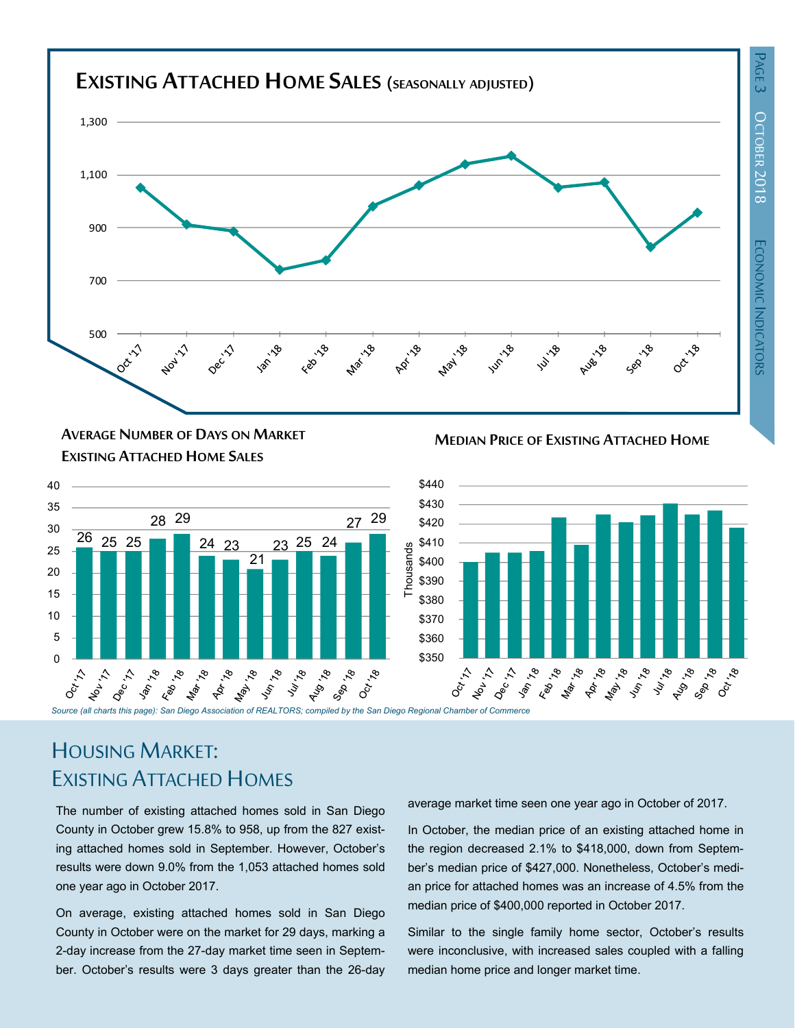## Existing Attached Home Sales (seasonally adjusted)

**Average Number of Days on Market Existing Attached Home Sales**

| Oct '17 | Nov '17 | Dec '17 | Jan '18 | Feb '18 | Mar '18 | Apr '18 | May '18 | Jun '18 | Jul '18 | Aug '18 | Sep '18 | Oct '18 |
|---|---|---|---|---|---|---|---|---|---|---|---|---|
| 26 | 25 | 25 | 28 | 29 | 24 | 23 | 21 | 23 | 25 | 24 | 27 | 29 |

**Median Price of Existing Attached Home**

*Source (all charts this page): San Diego Association of REALTORS; compiled by the San Diego Regional Chamber of Commerce*

# Housing Market: Existing Attached Homes

The number of existing attached homes sold in San Diego County in October grew 15.8% to 958, up from the 827 existing attached homes sold in September. However, October's results were down 9.0% from the 1,053 attached homes sold one year ago in October 2017.

On average, existing attached homes sold in San Diego County in October were on the market for 29 days, marking a 2-day increase from the 27-day market time seen in September. October's results were 3 days greater than the 26-day average market time seen one year ago in October of 2017.

In October, the median price of an existing attached home in the region decreased 2.1% to $418,000, down from September's median price of $427,000. Nonetheless, October's median price for attached homes was an increase of 4.5% from the median price of $400,000 reported in October 2017.

Similar to the single family home sector, October's results were inconclusive, with increased sales coupled with a falling median home price and longer market time.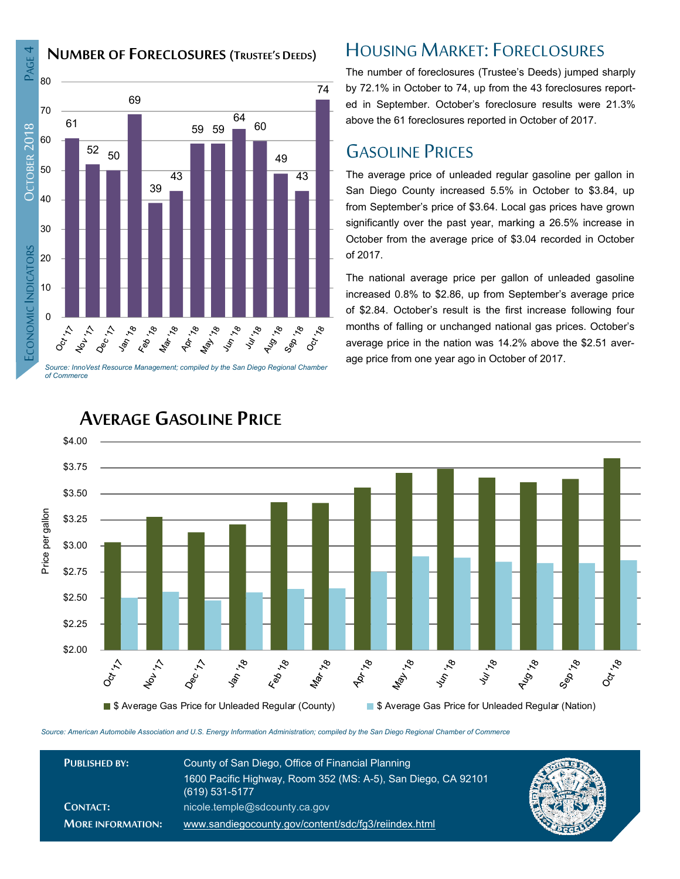## Number of Foreclosures (Trustee's Deeds)

80
70
60
50
40
30
20
10
0

61 52 50 69 39 43 59 59 64 60 49 43 74

Oct '17 Nov '17 Dec '17 Jan '18 Feb '18 Mar '18 Apr '18 May '18 Jun '18 Jul '18 Aug '18 Sep '18 Oct '18

*Source: InnoVest Resource Management; compiled by the San Diego Regional Chamber of Commerce*

## Housing Market: Foreclosures

The number of foreclosures (Trustee's Deeds) jumped sharply by 72.1% in October to 74, up from the 43 foreclosures reported in September. October's foreclosure results were 21.3% above the 61 foreclosures reported in October of 2017.

## Gasoline Prices

The average price of unleaded regular gasoline per gallon in San Diego County increased 5.5% in October to $3.84, up from September's price of $3.64. Local gas prices have grown significantly over the past year, marking a 26.5% increase in October from the average price of $3.04 recorded in October of 2017.

The national average price per gallon of unleaded gasoline increased 0.8% to $2.86, up from September's average price of $2.84. October's result is the first increase following four months of falling or unchanged national gas prices. October's average price in the nation was 14.2% above the $2.51 average price from one year ago in October of 2017.

## Average Gasoline Price

Price per gallon

$4.00
$3.75
$3.50
$3.25
$3.00
$2.75
$2.50
$2.25
$2.00

Oct '17 Nov '17 Dec '17 Jan '18 Feb '18 Mar '18 Apr '18 May '18 Jun '18 Jul '18 Aug '18 Sep '18 Oct '18

$ Average Gas Price for Unleaded Regular (County)
$ Average Gas Price for Unleaded Regular (Nation)

*Source: American Automobile Association and U.S. Energy Information Administration; compiled by the San Diego Regional Chamber of Commerce*

**Published by:** County of San Diego, Office of Financial Planning
1600 Pacific Highway, Room 352 (MS: A-5), San Diego, CA 92101
(619) 531-5177

**Contact:** nicole.temple@sdcounty.ca.gov

**More information:** www.sandiegocounty.gov/content/sdc/fg3/reiindex.html